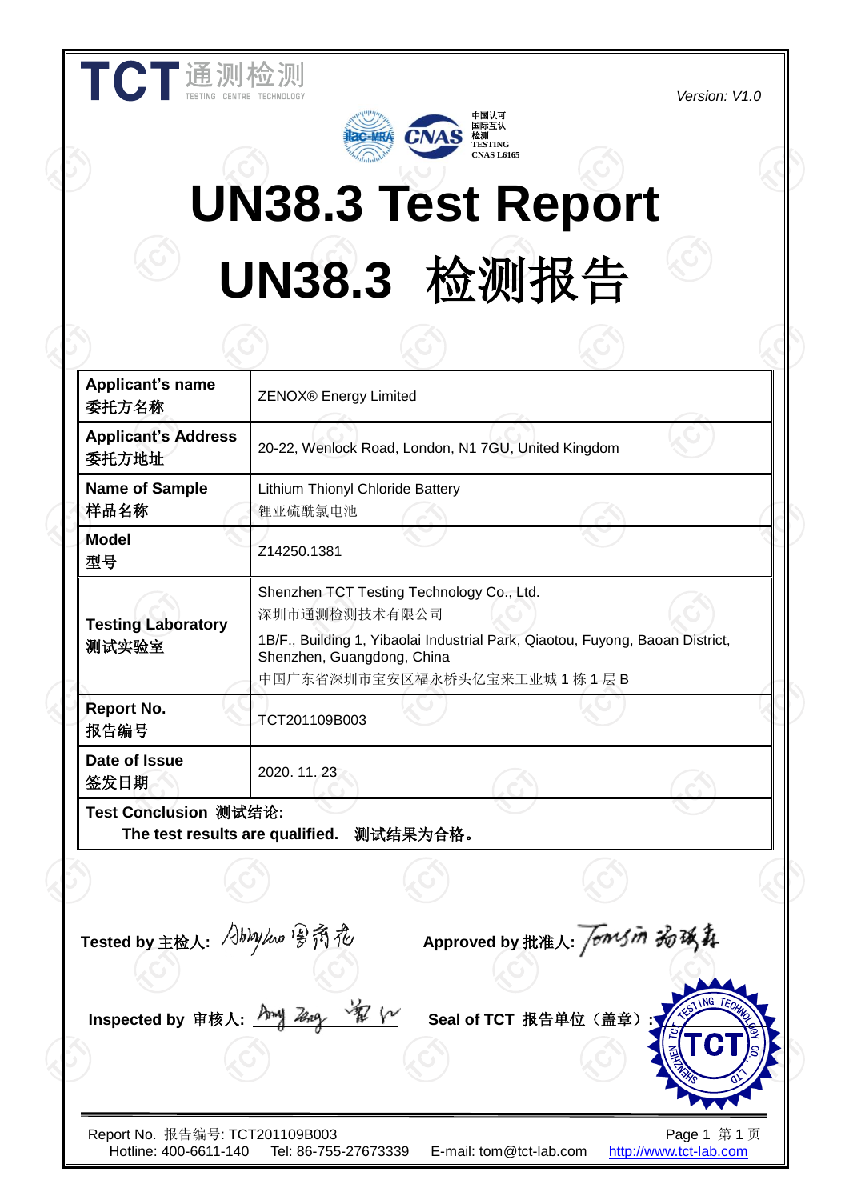TCT 通测检测 TESTING CENTRE TECHNOLOGY

*Version: V1.0*

中国认可 国际互认 检测 TESTING CNAS L6165

# UN38.3 Test Report

# UN38.3 检测报告

| Applicant's name 委托方名称 | ZENOX® Energy Limited |
|---|---|
| Applicant's Address 委托方地址 | 20-22, Wenlock Road, London, N1 7GU, United Kingdom |
| Name of Sample 样品名称 | Lithium Thionyl Chloride Battery 锂亚硫酰氯电池 |
| Model 型号 | Z14250.1381 |
| Testing Laboratory 测试实验室 | Shenzhen TCT Testing Technology Co., Ltd. 深圳市通测检测技术有限公司 1B/F., Building 1, Yibaolai Industrial Park, Qiaotou, Fuyong, Baoan District, Shenzhen, Guangdong, China 中国广东省深圳市宝安区福永桥头亿宝来工业城 1 栋 1 层 B |
| Report No. 报告编号 | TCT201109B003 |
| Date of Issue 签发日期 | 2020. 11. 23 |
| **Test Conclusion 测试结论:** **The test results are qualified. 测试结果为合格。** | |

**Tested by 主检人:** Abby Luo 罗翔花

**Approved by 批准人:** Tomsin 杨瑞森

**Inspected by 审核人:** Amy Zeng 曾

**Seal of TCT 报告单位（盖章）:** SHENZHEN TCT TESTING TECHNOLOGY CO., LTD.

Report No. 报告编号: TCT201109B003

Hotline: 400-6611-140 Tel: 86-755-27673339 E-mail: tom@tct-lab.com http://www.tct-lab.com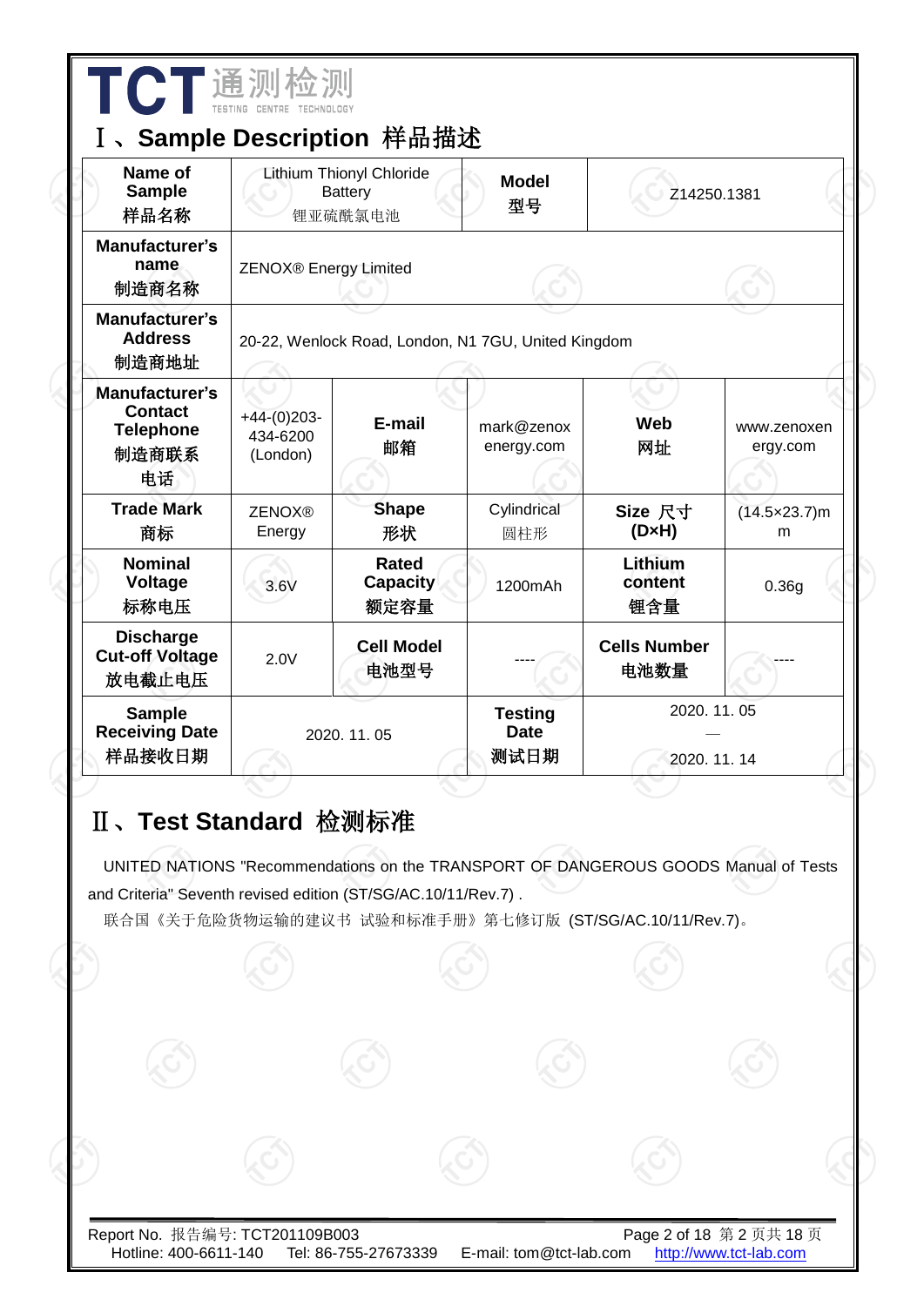## Ⅰ、Sample Description 样品描述

| Name of Sample 样品名称 | Lithium Thionyl Chloride Battery 锂亚硫酰氯电池 | | Model 型号 | Z14250.1381 | |
|---|---|---|---|---|---|
| Manufacturer's name 制造商名称 | ZENOX® Energy Limited | | | | |
| Manufacturer's Address 制造商地址 | 20-22, Wenlock Road, London, N1 7GU, United Kingdom | | | | |
| Manufacturer's Contact Telephone 制造商联系电话 | +44-(0)203-434-6200 (London) | E-mail 邮箱 | mark@zenoxenergy.com | Web 网址 | www.zenoxenergy.com |
| Trade Mark 商标 | ZENOX® Energy | Shape 形状 | Cylindrical 圆柱形 | Size 尺寸 (D×H) | (14.5×23.7)mm |
| Nominal Voltage 标称电压 | 3.6V | Rated Capacity 额定容量 | 1200mAh | Lithium content 锂含量 | 0.36g |
| Discharge Cut-off Voltage 放电截止电压 | 2.0V | Cell Model 电池型号 | ---- | Cells Number 电池数量 | ---- |
| Sample Receiving Date 样品接收日期 | 2020. 11. 05 | | Testing Date 测试日期 | 2020. 11. 05 — 2020. 11. 14 | |

## Ⅱ、Test Standard 检测标准

UNITED NATIONS "Recommendations on the TRANSPORT OF DANGEROUS GOODS Manual of Tests and Criteria" Seventh revised edition (ST/SG/AC.10/11/Rev.7) .

联合国《关于危险货物运输的建议书 试验和标准手册》第七修订版 (ST/SG/AC.10/11/Rev.7)。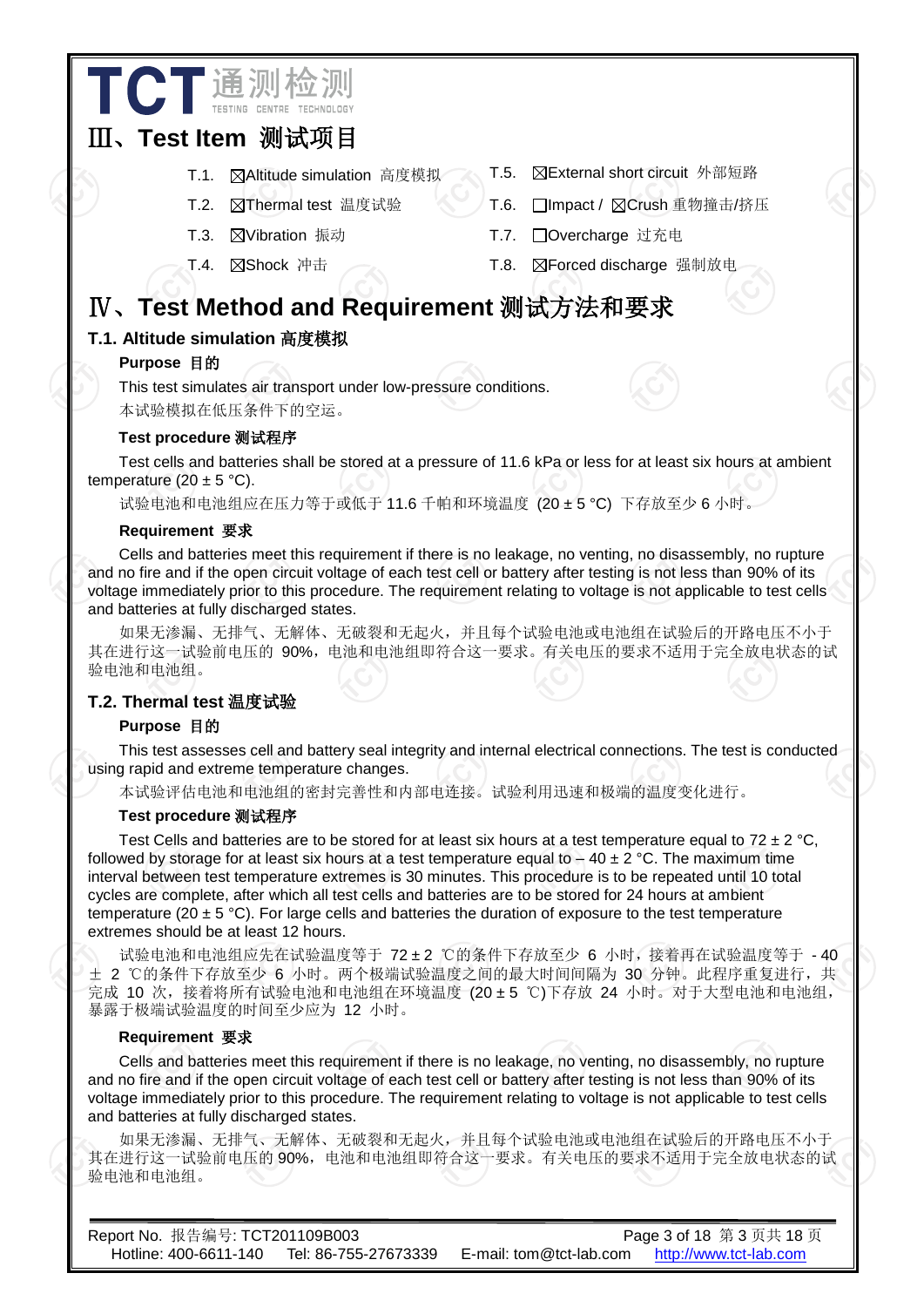## Ⅲ、Test Item 测试项目

T.1. ☒Altitude simulation 高度模拟

T.2. ☒Thermal test 温度试验

T.3. ☒Vibration 振动

T.4. ☒Shock 冲击

T.5. ☒External short circuit 外部短路

T.6. ☐Impact / ☒Crush 重物撞击/挤压

T.7. ☐Overcharge 过充电

T.8. ☒Forced discharge 强制放电

## Ⅳ、Test Method and Requirement 测试方法和要求

### T.1. Altitude simulation 高度模拟

**Purpose 目的**

This test simulates air transport under low-pressure conditions.

本试验模拟在低压条件下的空运。

**Test procedure 测试程序**

Test cells and batteries shall be stored at a pressure of 11.6 kPa or less for at least six hours at ambient temperature (20 ± 5 °C).

试验电池和电池组应在压力等于或低于 11.6 千帕和环境温度 (20 ± 5 °C) 下存放至少 6 小时。

**Requirement 要求**

Cells and batteries meet this requirement if there is no leakage, no venting, no disassembly, no rupture and no fire and if the open circuit voltage of each test cell or battery after testing is not less than 90% of its voltage immediately prior to this procedure. The requirement relating to voltage is not applicable to test cells and batteries at fully discharged states.

如果无渗漏、无排气、无解体、无破裂和无起火，并且每个试验电池或电池组在试验后的开路电压不小于其在进行这一试验前电压的 90%，电池和电池组即符合这一要求。有关电压的要求不适用于完全放电状态的试验电池和电池组。

### T.2. Thermal test 温度试验

**Purpose 目的**

This test assesses cell and battery seal integrity and internal electrical connections. The test is conducted using rapid and extreme temperature changes.

本试验评估电池和电池组的密封完善性和内部电连接。试验利用迅速和极端的温度变化进行。

**Test procedure 测试程序**

Test Cells and batteries are to be stored for at least six hours at a test temperature equal to 72 ± 2 °C, followed by storage for at least six hours at a test temperature equal to – 40 ± 2 °C. The maximum time interval between test temperature extremes is 30 minutes. This procedure is to be repeated until 10 total cycles are complete, after which all test cells and batteries are to be stored for 24 hours at ambient temperature (20 ± 5 °C). For large cells and batteries the duration of exposure to the test temperature extremes should be at least 12 hours.

试验电池和电池组应先在试验温度等于 72 ± 2 ℃的条件下存放至少 6 小时，接着再在试验温度等于 - 40 ± 2 ℃的条件下存放至少 6 小时。两个极端试验温度之间的最大时间间隔为 30 分钟。此程序重复进行，共完成 10 次，接着将所有试验电池和电池组在环境温度 (20 ± 5 ℃)下存放 24 小时。对于大型电池和电池组，暴露于极端试验温度的时间至少应为 12 小时。

**Requirement 要求**

Cells and batteries meet this requirement if there is no leakage, no venting, no disassembly, no rupture and no fire and if the open circuit voltage of each test cell or battery after testing is not less than 90% of its voltage immediately prior to this procedure. The requirement relating to voltage is not applicable to test cells and batteries at fully discharged states.

如果无渗漏、无排气、无解体、无破裂和无起火，并且每个试验电池或电池组在试验后的开路电压不小于其在进行这一试验前电压的 90%，电池和电池组即符合这一要求。有关电压的要求不适用于完全放电状态的试验电池和电池组。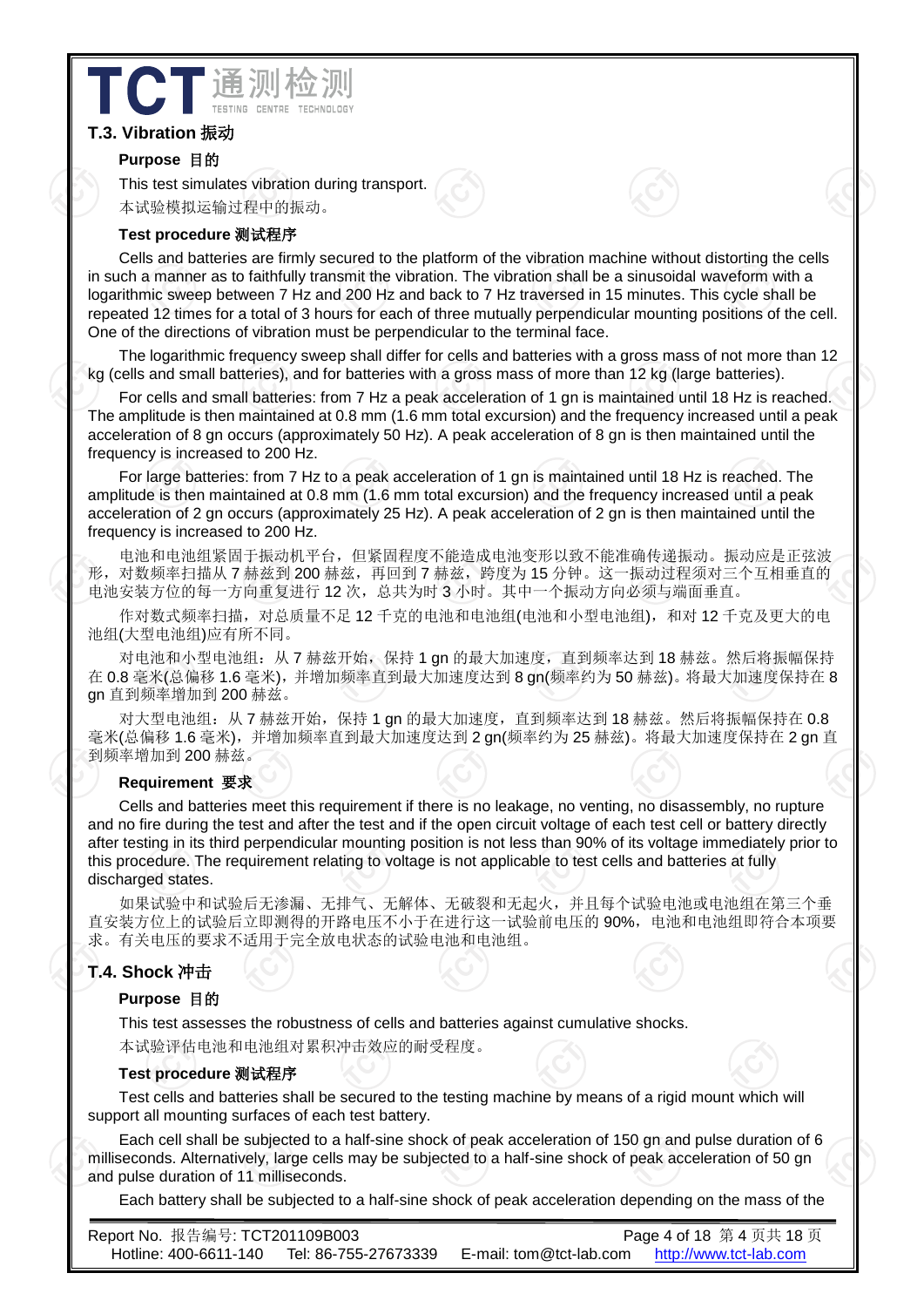### T.3. Vibration 振动

**Purpose 目的**

This test simulates vibration during transport.

本试验模拟运输过程中的振动。

**Test procedure 测试程序**

Cells and batteries are firmly secured to the platform of the vibration machine without distorting the cells in such a manner as to faithfully transmit the vibration. The vibration shall be a sinusoidal waveform with a logarithmic sweep between 7 Hz and 200 Hz and back to 7 Hz traversed in 15 minutes. This cycle shall be repeated 12 times for a total of 3 hours for each of three mutually perpendicular mounting positions of the cell. One of the directions of vibration must be perpendicular to the terminal face.

The logarithmic frequency sweep shall differ for cells and batteries with a gross mass of not more than 12 kg (cells and small batteries), and for batteries with a gross mass of more than 12 kg (large batteries).

For cells and small batteries: from 7 Hz a peak acceleration of 1 gn is maintained until 18 Hz is reached. The amplitude is then maintained at 0.8 mm (1.6 mm total excursion) and the frequency increased until a peak acceleration of 8 gn occurs (approximately 50 Hz). A peak acceleration of 8 gn is then maintained until the frequency is increased to 200 Hz.

For large batteries: from 7 Hz to a peak acceleration of 1 gn is maintained until 18 Hz is reached. The amplitude is then maintained at 0.8 mm (1.6 mm total excursion) and the frequency increased until a peak acceleration of 2 gn occurs (approximately 25 Hz). A peak acceleration of 2 gn is then maintained until the frequency is increased to 200 Hz.

电池和电池组紧固于振动机平台，但紧固程度不能造成电池变形以致不能准确传递振动。振动应是正弦波形，对数频率扫描从 7 赫兹到 200 赫兹，再回到 7 赫兹，跨度为 15 分钟。这一振动过程须对三个互相垂直的电池安装方位的每一方向重复进行 12 次，总共为时 3 小时。其中一个振动方向必须与端面垂直。

作对数式频率扫描，对总质量不足 12 千克的电池和电池组(电池和小型电池组)，和对 12 千克及更大的电池组(大型电池组)应有所不同。

对电池和小型电池组：从 7 赫兹开始，保持 1 gn 的最大加速度，直到频率达到 18 赫兹。然后将振幅保持在 0.8 毫米(总偏移 1.6 毫米)，并增加频率直到最大加速度达到 8 gn(频率约为 50 赫兹)。将最大加速度保持在 8 gn 直到频率增加到 200 赫兹。

对大型电池组：从 7 赫兹开始，保持 1 gn 的最大加速度，直到频率达到 18 赫兹。然后将振幅保持在 0.8 毫米(总偏移 1.6 毫米)，并增加频率直到最大加速度达到 2 gn(频率约为 25 赫兹)。将最大加速度保持在 2 gn 直到频率增加到 200 赫兹。

**Requirement 要求**

Cells and batteries meet this requirement if there is no leakage, no venting, no disassembly, no rupture and no fire during the test and after the test and if the open circuit voltage of each test cell or battery directly after testing in its third perpendicular mounting position is not less than 90% of its voltage immediately prior to this procedure. The requirement relating to voltage is not applicable to test cells and batteries at fully discharged states.

如果试验中和试验后无渗漏、无排气、无解体、无破裂和无起火，并且每个试验电池或电池组在第三个垂直安装方位上的试验后立即测得的开路电压不小于在进行这一试验前电压的 90%，电池和电池组即符合本项要求。有关电压的要求不适用于完全放电状态的试验电池和电池组。

### T.4. Shock 冲击

**Purpose 目的**

This test assesses the robustness of cells and batteries against cumulative shocks.

本试验评估电池和电池组对累积冲击效应的耐受程度。

**Test procedure 测试程序**

Test cells and batteries shall be secured to the testing machine by means of a rigid mount which will support all mounting surfaces of each test battery.

Each cell shall be subjected to a half-sine shock of peak acceleration of 150 gn and pulse duration of 6 milliseconds. Alternatively, large cells may be subjected to a half-sine shock of peak acceleration of 50 gn and pulse duration of 11 milliseconds.

Each battery shall be subjected to a half-sine shock of peak acceleration depending on the mass of the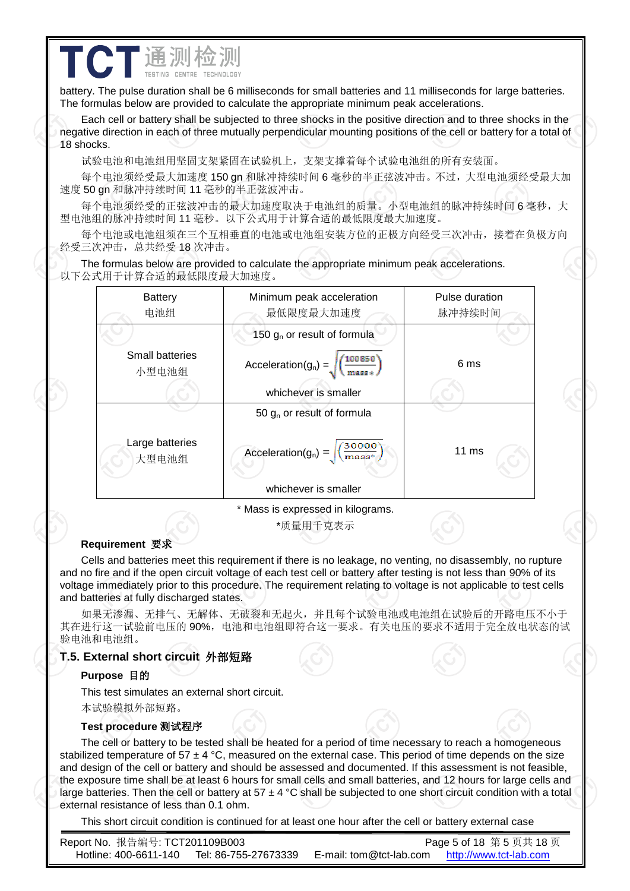battery. The pulse duration shall be 6 milliseconds for small batteries and 11 milliseconds for large batteries. The formulas below are provided to calculate the appropriate minimum peak accelerations.

Each cell or battery shall be subjected to three shocks in the positive direction and to three shocks in the negative direction in each of three mutually perpendicular mounting positions of the cell or battery for a total of 18 shocks.

试验电池和电池组用坚固支架紧固在试验机上，支架支撑着每个试验电池组的所有安装面。

每个电池须经受最大加速度 150 gn 和脉冲持续时间 6 毫秒的半正弦波冲击。不过，大型电池须经受最大加速度 50 gn 和脉冲持续时间 11 毫秒的半正弦波冲击。

每个电池须经受的正弦波冲击的最大加速度取决于电池组的质量。小型电池组的脉冲持续时间 6 毫秒，大型电池组的脉冲持续时间 11 毫秒。以下公式用于计算合适的最低限度最大加速度。

每个电池或电池组须在三个互相垂直的电池或电池组安装方位的正极方向经受三次冲击，接着在负极方向经受三次冲击，总共经受 18 次冲击。

The formulas below are provided to calculate the appropriate minimum peak accelerations.
以下公式用于计算合适的最低限度最大加速度。

| Battery 电池组 | Minimum peak acceleration 最低限度最大加速度 | Pulse duration 脉冲持续时间 |
|---|---|---|
| Small batteries 小型电池组 | 150 $g_n$ or result of formula<br>$\text{Acceleration}(g_n) = \sqrt{\left(\frac{100850}{\text{mass}^*}\right)}$<br>whichever is smaller | 6 ms |
| Large batteries 大型电池组 | 50 $g_n$ or result of formula<br>$\text{Acceleration}(g_n) = \sqrt{\left(\frac{30000}{\text{mass}^*}\right)}$<br>whichever is smaller | 11 ms |

\* Mass is expressed in kilograms.

*质量用千克表示

**Requirement 要求**

Cells and batteries meet this requirement if there is no leakage, no venting, no disassembly, no rupture and no fire and if the open circuit voltage of each test cell or battery after testing is not less than 90% of its voltage immediately prior to this procedure. The requirement relating to voltage is not applicable to test cells and batteries at fully discharged states.

如果无渗漏、无排气、无解体、无破裂和无起火，并且每个试验电池或电池组在试验后的开路电压不小于其在进行这一试验前电压的 90%，电池和电池组即符合这一要求。有关电压的要求不适用于完全放电状态的试验电池和电池组。

## T.5. External short circuit 外部短路

**Purpose 目的**

This test simulates an external short circuit.

本试验模拟外部短路。

**Test procedure 测试程序**

The cell or battery to be tested shall be heated for a period of time necessary to reach a homogeneous stabilized temperature of 57 ± 4 °C, measured on the external case. This period of time depends on the size and design of the cell or battery and should be assessed and documented. If this assessment is not feasible, the exposure time shall be at least 6 hours for small cells and small batteries, and 12 hours for large cells and large batteries. Then the cell or battery at 57 ± 4 °C shall be subjected to one short circuit condition with a total external resistance of less than 0.1 ohm.

This short circuit condition is continued for at least one hour after the cell or battery external case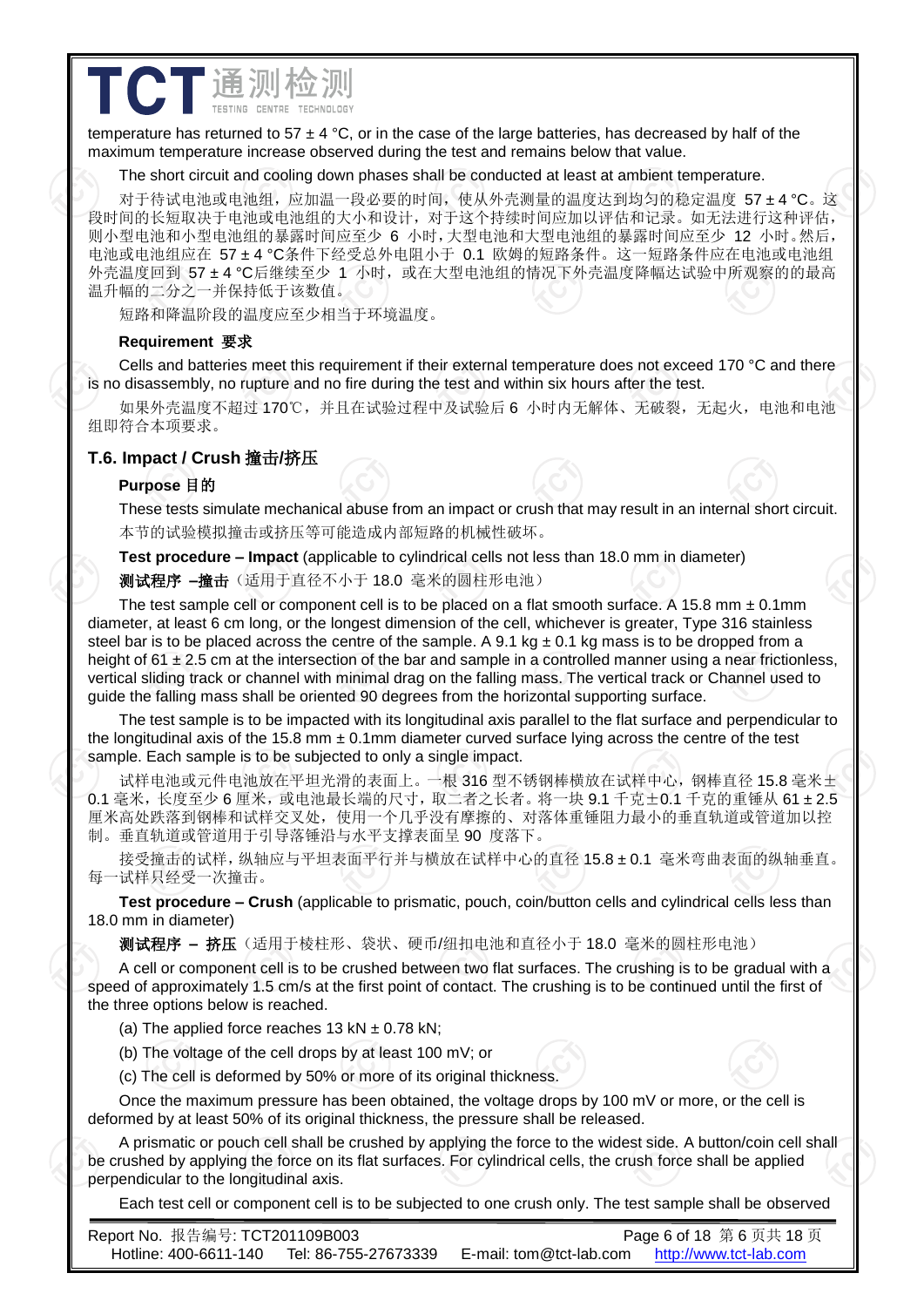temperature has returned to 57 ± 4 °C, or in the case of the large batteries, has decreased by half of the maximum temperature increase observed during the test and remains below that value.

The short circuit and cooling down phases shall be conducted at least at ambient temperature.

对于待试电池或电池组，应加温一段必要的时间，使从外壳测量的温度达到均匀的稳定温度 57 ± 4 °C。这段时间的长短取决于电池或电池组的大小和设计，对于这个持续时间应加以评估和记录。如无法进行这种评估，则小型电池和小型电池组的暴露时间应至少 6 小时，大型电池和大型电池组的暴露时间应至少 12 小时。然后，电池或电池组应在 57 ± 4 °C条件下经受总外电阻小于 0.1 欧姆的短路条件。这一短路条件应在电池或电池组外壳温度回到 57 ± 4 °C后继续至少 1 小时，或在大型电池组的情况下外壳温度降幅达试验中所观察的的最高温升幅的二分之一并保持低于该数值。

短路和降温阶段的温度应至少相当于环境温度。

**Requirement 要求**

Cells and batteries meet this requirement if their external temperature does not exceed 170 °C and there is no disassembly, no rupture and no fire during the test and within six hours after the test.

如果外壳温度不超过 170℃，并且在试验过程中及试验后 6 小时内无解体、无破裂，无起火，电池和电池组即符合本项要求。

## T.6. Impact / Crush 撞击/挤压

**Purpose 目的**

These tests simulate mechanical abuse from an impact or crush that may result in an internal short circuit.

本节的试验模拟撞击或挤压等可能造成内部短路的机械性破坏。

**Test procedure – Impact** (applicable to cylindrical cells not less than 18.0 mm in diameter)

**测试程序 –撞击**（适用于直径不小于 18.0 毫米的圆柱形电池）

The test sample cell or component cell is to be placed on a flat smooth surface. A 15.8 mm ± 0.1mm diameter, at least 6 cm long, or the longest dimension of the cell, whichever is greater, Type 316 stainless steel bar is to be placed across the centre of the sample. A 9.1 kg ± 0.1 kg mass is to be dropped from a height of 61 ± 2.5 cm at the intersection of the bar and sample in a controlled manner using a near frictionless, vertical sliding track or channel with minimal drag on the falling mass. The vertical track or Channel used to guide the falling mass shall be oriented 90 degrees from the horizontal supporting surface.

The test sample is to be impacted with its longitudinal axis parallel to the flat surface and perpendicular to the longitudinal axis of the 15.8 mm ± 0.1mm diameter curved surface lying across the centre of the test sample. Each sample is to be subjected to only a single impact.

试样电池或元件电池放在平坦光滑的表面上。一根 316 型不锈钢棒横放在试样中心，钢棒直径 15.8 毫米± 0.1 毫米，长度至少 6 厘米，或电池最长端的尺寸，取二者之长者。将一块 9.1 千克±0.1 千克的重锤从 61 ± 2.5 厘米高处跌落到钢棒和试样交叉处，使用一个几乎没有摩擦的、对落体重锤阻力最小的垂直轨道或管道加以控制。垂直轨道或管道用于引导落锤沿与水平支撑表面呈 90 度落下。

接受撞击的试样，纵轴应与平坦表面平行并与横放在试样中心的直径 15.8 ± 0.1 毫米弯曲表面的纵轴垂直。每一试样只经受一次撞击。

**Test procedure – Crush** (applicable to prismatic, pouch, coin/button cells and cylindrical cells less than 18.0 mm in diameter)

**测试程序 – 挤压**（适用于棱柱形、袋状、硬币/纽扣电池和直径小于 18.0 毫米的圆柱形电池）

A cell or component cell is to be crushed between two flat surfaces. The crushing is to be gradual with a speed of approximately 1.5 cm/s at the first point of contact. The crushing is to be continued until the first of the three options below is reached.

(a) The applied force reaches 13 kN ± 0.78 kN;

(b) The voltage of the cell drops by at least 100 mV; or

(c) The cell is deformed by 50% or more of its original thickness.

Once the maximum pressure has been obtained, the voltage drops by 100 mV or more, or the cell is deformed by at least 50% of its original thickness, the pressure shall be released.

A prismatic or pouch cell shall be crushed by applying the force to the widest side. A button/coin cell shall be crushed by applying the force on its flat surfaces. For cylindrical cells, the crush force shall be applied perpendicular to the longitudinal axis.

Each test cell or component cell is to be subjected to one crush only. The test sample shall be observed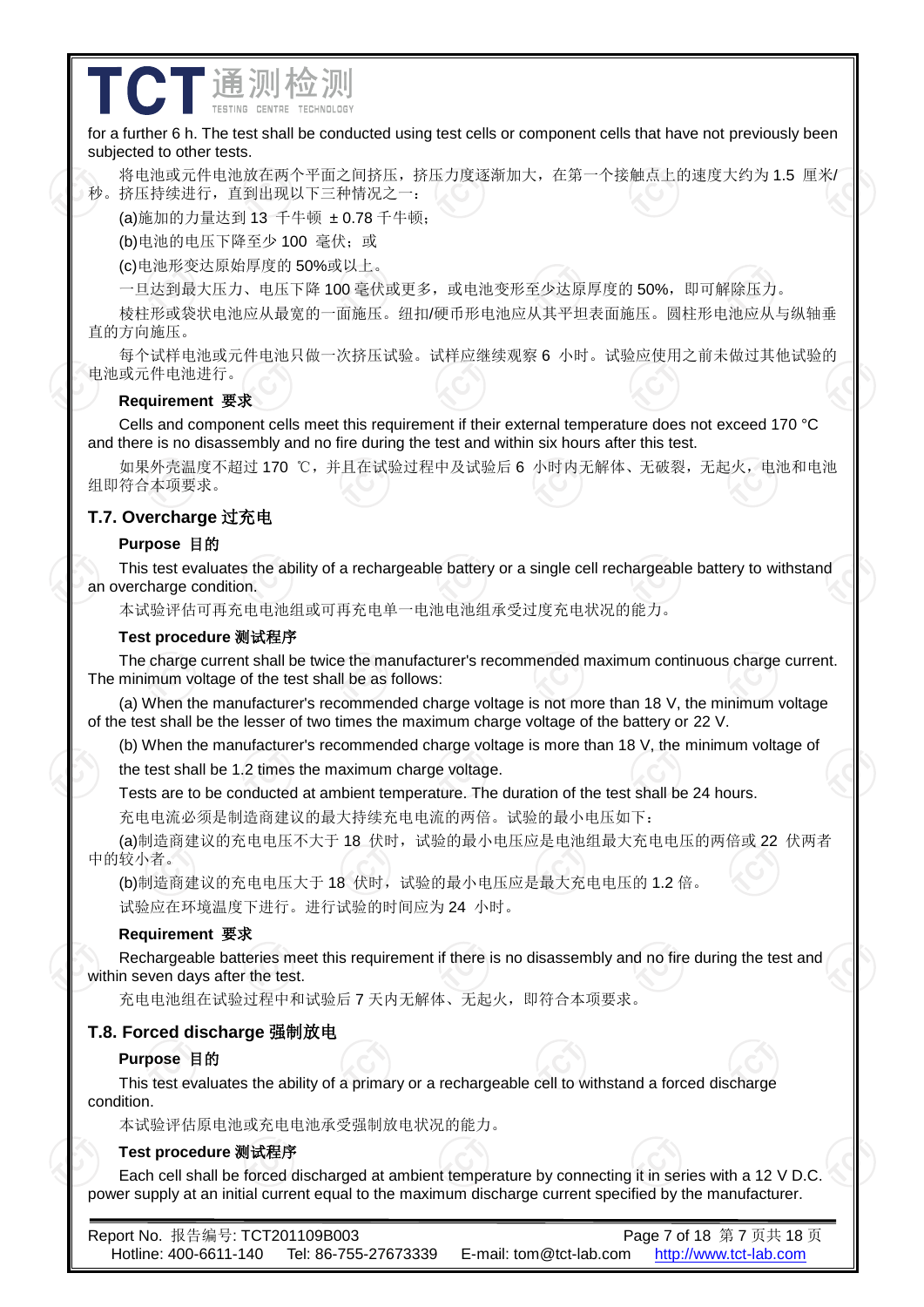for a further 6 h. The test shall be conducted using test cells or component cells that have not previously been subjected to other tests.

将电池或元件电池放在两个平面之间挤压，挤压力度逐渐加大，在第一个接触点上的速度大约为 1.5 厘米/秒。挤压持续进行，直到出现以下三种情况之一：

(a)施加的力量达到 13 千牛顿 ± 0.78 千牛顿；

(b)电池的电压下降至少 100 毫伏；或

(c)电池形变达原始厚度的 50%或以上。

一旦达到最大压力、电压下降 100 毫伏或更多，或电池变形至少达原厚度的 50%，即可解除压力。

棱柱形或袋状电池应从最宽的一面施压。纽扣/硬币形电池应从其平坦表面施压。圆柱形电池应从与纵轴垂直的方向施压。

每个试样电池或元件电池只做一次挤压试验。试样应继续观察 6 小时。试验应使用之前未做过其他试验的电池或元件电池进行。

**Requirement 要求**

Cells and component cells meet this requirement if their external temperature does not exceed 170 °C and there is no disassembly and no fire during the test and within six hours after this test.

如果外壳温度不超过 170 ℃，并且在试验过程中及试验后 6 小时内无解体、无破裂，无起火，电池和电池组即符合本项要求。

## T.7. Overcharge 过充电

**Purpose 目的**

This test evaluates the ability of a rechargeable battery or a single cell rechargeable battery to withstand an overcharge condition.

本试验评估可再充电电池组或可再充电单一电池电池组承受过度充电状况的能力。

**Test procedure 测试程序**

The charge current shall be twice the manufacturer's recommended maximum continuous charge current. The minimum voltage of the test shall be as follows:

(a) When the manufacturer's recommended charge voltage is not more than 18 V, the minimum voltage of the test shall be the lesser of two times the maximum charge voltage of the battery or 22 V.

(b) When the manufacturer's recommended charge voltage is more than 18 V, the minimum voltage of the test shall be 1.2 times the maximum charge voltage.

Tests are to be conducted at ambient temperature. The duration of the test shall be 24 hours.

充电电流必须是制造商建议的最大持续充电电流的两倍。试验的最小电压如下：

(a)制造商建议的充电电压不大于 18 伏时，试验的最小电压应是电池组最大充电电压的两倍或 22 伏两者中的较小者。

(b)制造商建议的充电电压大于 18 伏时，试验的最小电压应是最大充电电压的 1.2 倍。

试验应在环境温度下进行。进行试验的时间应为 24 小时。

**Requirement 要求**

Rechargeable batteries meet this requirement if there is no disassembly and no fire during the test and within seven days after the test.

充电电池组在试验过程中和试验后 7 天内无解体、无起火，即符合本项要求。

## T.8. Forced discharge 强制放电

**Purpose 目的**

This test evaluates the ability of a primary or a rechargeable cell to withstand a forced discharge condition.

本试验评估原电池或充电电池承受强制放电状况的能力。

**Test procedure 测试程序**

Each cell shall be forced discharged at ambient temperature by connecting it in series with a 12 V D.C. power supply at an initial current equal to the maximum discharge current specified by the manufacturer.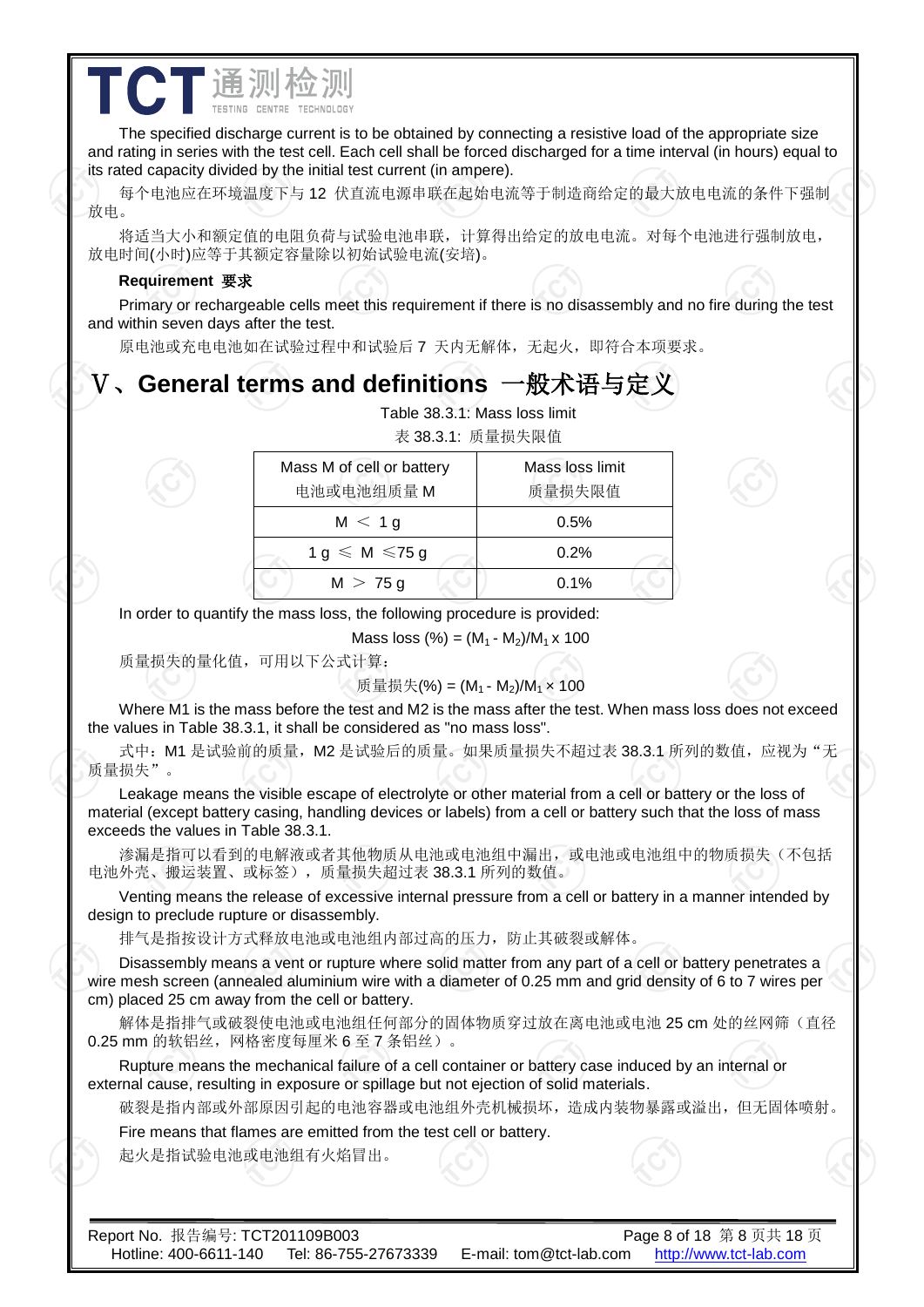The specified discharge current is to be obtained by connecting a resistive load of the appropriate size and rating in series with the test cell. Each cell shall be forced discharged for a time interval (in hours) equal to its rated capacity divided by the initial test current (in ampere).

每个电池应在环境温度下与 12 伏直流电源串联在起始电流等于制造商给定的最大放电电流的条件下强制放电。

将适当大小和额定值的电阻负荷与试验电池串联，计算得出给定的放电电流。对每个电池进行强制放电，放电时间(小时)应等于其额定容量除以初始试验电流(安培)。

**Requirement 要求**

Primary or rechargeable cells meet this requirement if there is no disassembly and no fire during the test and within seven days after the test.

原电池或充电电池如在试验过程中和试验后 7 天内无解体，无起火，即符合本项要求。

# Ⅴ、General terms and definitions 一般术语与定义

Table 38.3.1: Mass loss limit

表 38.3.1：质量损失限值

| Mass M of cell or battery<br>电池或电池组质量 M | Mass loss limit<br>质量损失限值 |
|---|---|
| M ＜ 1 g | 0.5% |
| 1 g ≤ M ≤75 g | 0.2% |
| M ＞ 75 g | 0.1% |

In order to quantify the mass loss, the following procedure is provided:

$$\text{Mass loss (\%)} = (M_1 - M_2)/M_1 \times 100$$

质量损失的量化值，可用以下公式计算：

$$\text{质量损失(\%)} = (M_1 - M_2)/M_1 \times 100$$

Where M1 is the mass before the test and M2 is the mass after the test. When mass loss does not exceed the values in Table 38.3.1, it shall be considered as "no mass loss".

式中：M1 是试验前的质量，M2 是试验后的质量。如果质量损失不超过表 38.3.1 所列的数值，应视为“无质量损失”。

Leakage means the visible escape of electrolyte or other material from a cell or battery or the loss of material (except battery casing, handling devices or labels) from a cell or battery such that the loss of mass exceeds the values in Table 38.3.1.

渗漏是指可以看到的电解液或者其他物质从电池或电池组中漏出，或电池或电池组中的物质损失（不包括电池外壳、搬运装置、或标签），质量损失超过表 38.3.1 所列的数值。

Venting means the release of excessive internal pressure from a cell or battery in a manner intended by design to preclude rupture or disassembly.

排气是指按设计方式释放电池或电池组内部过高的压力，防止其破裂或解体。

Disassembly means a vent or rupture where solid matter from any part of a cell or battery penetrates a wire mesh screen (annealed aluminium wire with a diameter of 0.25 mm and grid density of 6 to 7 wires per cm) placed 25 cm away from the cell or battery.

解体是指排气或破裂使电池或电池组任何部分的固体物质穿过放在离电池或电池 25 cm 处的丝网筛（直径 0.25 mm 的软铝丝，网格密度每厘米 6 至 7 条铝丝）。

Rupture means the mechanical failure of a cell container or battery case induced by an internal or external cause, resulting in exposure or spillage but not ejection of solid materials.

破裂是指内部或外部原因引起的电池容器或电池组外壳机械损坏，造成内装物暴露或溢出，但无固体喷射。

Fire means that flames are emitted from the test cell or battery.

起火是指试验电池或电池组有火焰冒出。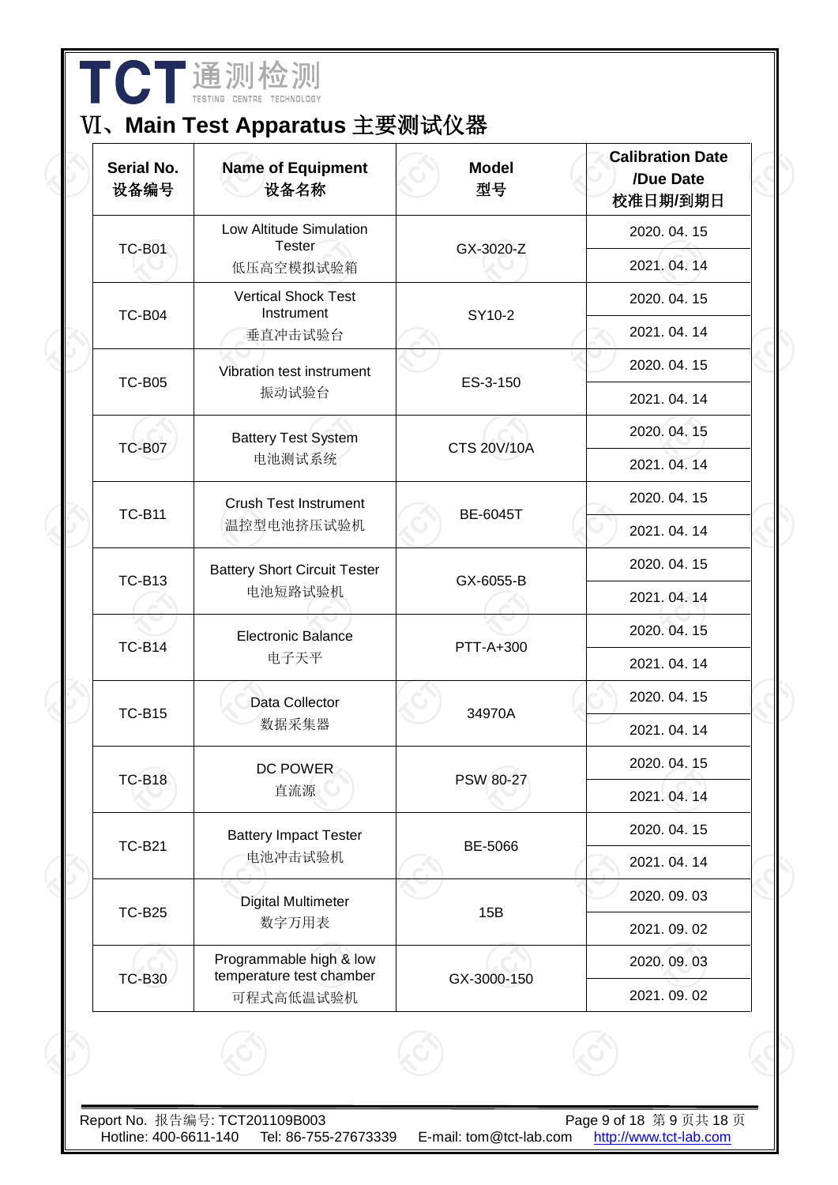# Ⅵ、Main Test Apparatus 主要测试仪器

| Serial No. 设备编号 | Name of Equipment 设备名称 | Model 型号 | Calibration Date /Due Date 校准日期/到期日 |
|---|---|---|---|
| TC-B01 | Low Altitude Simulation Tester 低压高空模拟试验箱 | GX-3020-Z | 2020. 04. 15 |
| | | | 2021. 04. 14 |
| TC-B04 | Vertical Shock Test Instrument 垂直冲击试验台 | SY10-2 | 2020. 04. 15 |
| | | | 2021. 04. 14 |
| TC-B05 | Vibration test instrument 振动试验台 | ES-3-150 | 2020. 04. 15 |
| | | | 2021. 04. 14 |
| TC-B07 | Battery Test System 电池测试系统 | CTS 20V/10A | 2020. 04. 15 |
| | | | 2021. 04. 14 |
| TC-B11 | Crush Test Instrument 温控型电池挤压试验机 | BE-6045T | 2020. 04. 15 |
| | | | 2021. 04. 14 |
| TC-B13 | Battery Short Circuit Tester 电池短路试验机 | GX-6055-B | 2020. 04. 15 |
| | | | 2021. 04. 14 |
| TC-B14 | Electronic Balance 电子天平 | PTT-A+300 | 2020. 04. 15 |
| | | | 2021. 04. 14 |
| TC-B15 | Data Collector 数据采集器 | 34970A | 2020. 04. 15 |
| | | | 2021. 04. 14 |
| TC-B18 | DC POWER 直流源 | PSW 80-27 | 2020. 04. 15 |
| | | | 2021. 04. 14 |
| TC-B21 | Battery Impact Tester 电池冲击试验机 | BE-5066 | 2020. 04. 15 |
| | | | 2021. 04. 14 |
| TC-B25 | Digital Multimeter 数字万用表 | 15B | 2020. 09. 03 |
| | | | 2021. 09. 02 |
| TC-B30 | Programmable high & low temperature chamber 可程式高低温试验机 | GX-3000-150 | 2020. 09. 03 |
| | | | 2021. 09. 02 |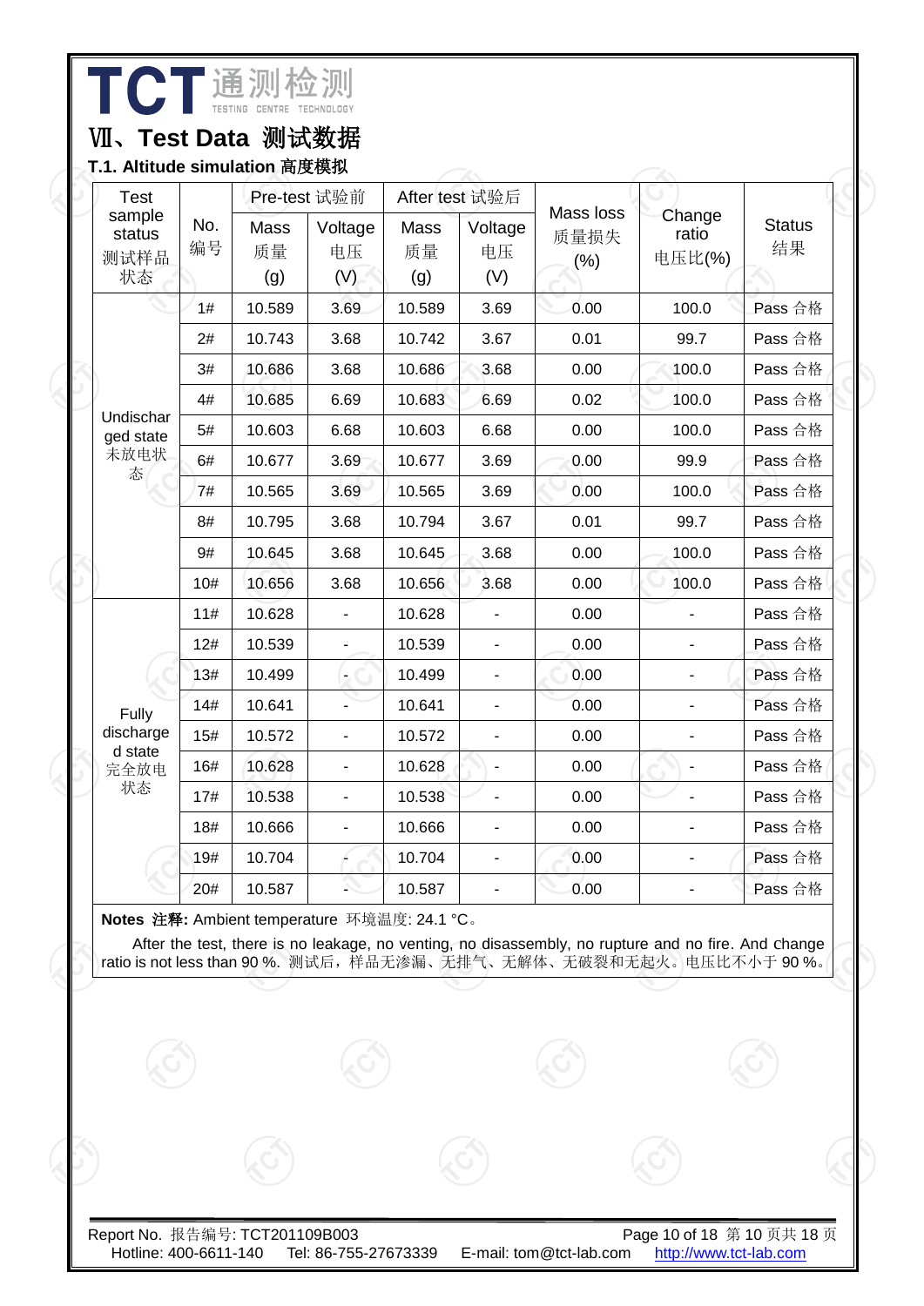## Ⅶ、Test Data 测试数据

### T.1. Altitude simulation 高度模拟

| Test sample status 测试样品状态 | No. 编号 | Pre-test 试验前 | | After test 试验后 | | Mass loss 质量损失 (%) | Change ratio 电压比(%) | Status 结果 |
|---|---|---|---|---|---|---|---|---|
| | | Mass 质量 (g) | Voltage 电压 (V) | Mass 质量 (g) | Voltage 电压 (V) | | | |
| Undischarged state 未放电状态 | 1# | 10.589 | 3.69 | 10.589 | 3.69 | 0.00 | 100.0 | Pass 合格 |
| | 2# | 10.743 | 3.68 | 10.742 | 3.67 | 0.01 | 99.7 | Pass 合格 |
| | 3# | 10.686 | 3.68 | 10.686 | 3.68 | 0.00 | 100.0 | Pass 合格 |
| | 4# | 10.685 | 6.69 | 10.683 | 6.69 | 0.02 | 100.0 | Pass 合格 |
| | 5# | 10.603 | 6.68 | 10.603 | 6.68 | 0.00 | 100.0 | Pass 合格 |
| | 6# | 10.677 | 3.69 | 10.677 | 3.69 | 0.00 | 99.9 | Pass 合格 |
| | 7# | 10.565 | 3.69 | 10.565 | 3.69 | 0.00 | 100.0 | Pass 合格 |
| | 8# | 10.795 | 3.68 | 10.794 | 3.67 | 0.01 | 99.7 | Pass 合格 |
| | 9# | 10.645 | 3.68 | 10.645 | 3.68 | 0.00 | 100.0 | Pass 合格 |
| | 10# | 10.656 | 3.68 | 10.656 | 3.68 | 0.00 | 100.0 | Pass 合格 |
| Fully discharged state 完全放电状态 | 11# | 10.628 | - | 10.628 | - | 0.00 | - | Pass 合格 |
| | 12# | 10.539 | - | 10.539 | - | 0.00 | - | Pass 合格 |
| | 13# | 10.499 | - | 10.499 | - | 0.00 | - | Pass 合格 |
| | 14# | 10.641 | - | 10.641 | - | 0.00 | - | Pass 合格 |
| | 15# | 10.572 | - | 10.572 | - | 0.00 | - | Pass 合格 |
| | 16# | 10.628 | - | 10.628 | - | 0.00 | - | Pass 合格 |
| | 17# | 10.538 | - | 10.538 | - | 0.00 | - | Pass 合格 |
| | 18# | 10.666 | - | 10.666 | - | 0.00 | - | Pass 合格 |
| | 19# | 10.704 | - | 10.704 | - | 0.00 | - | Pass 合格 |
| | 20# | 10.587 | - | 10.587 | - | 0.00 | - | Pass 合格 |

**Notes 注释:** Ambient temperature 环境温度: 24.1 °C。

After the test, there is no leakage, no venting, no disassembly, no rupture and no fire. And change ratio is not less than 90 %. 测试后，样品无渗漏、无排气、无解体、无破裂和无起火。电压比不小于 90 %。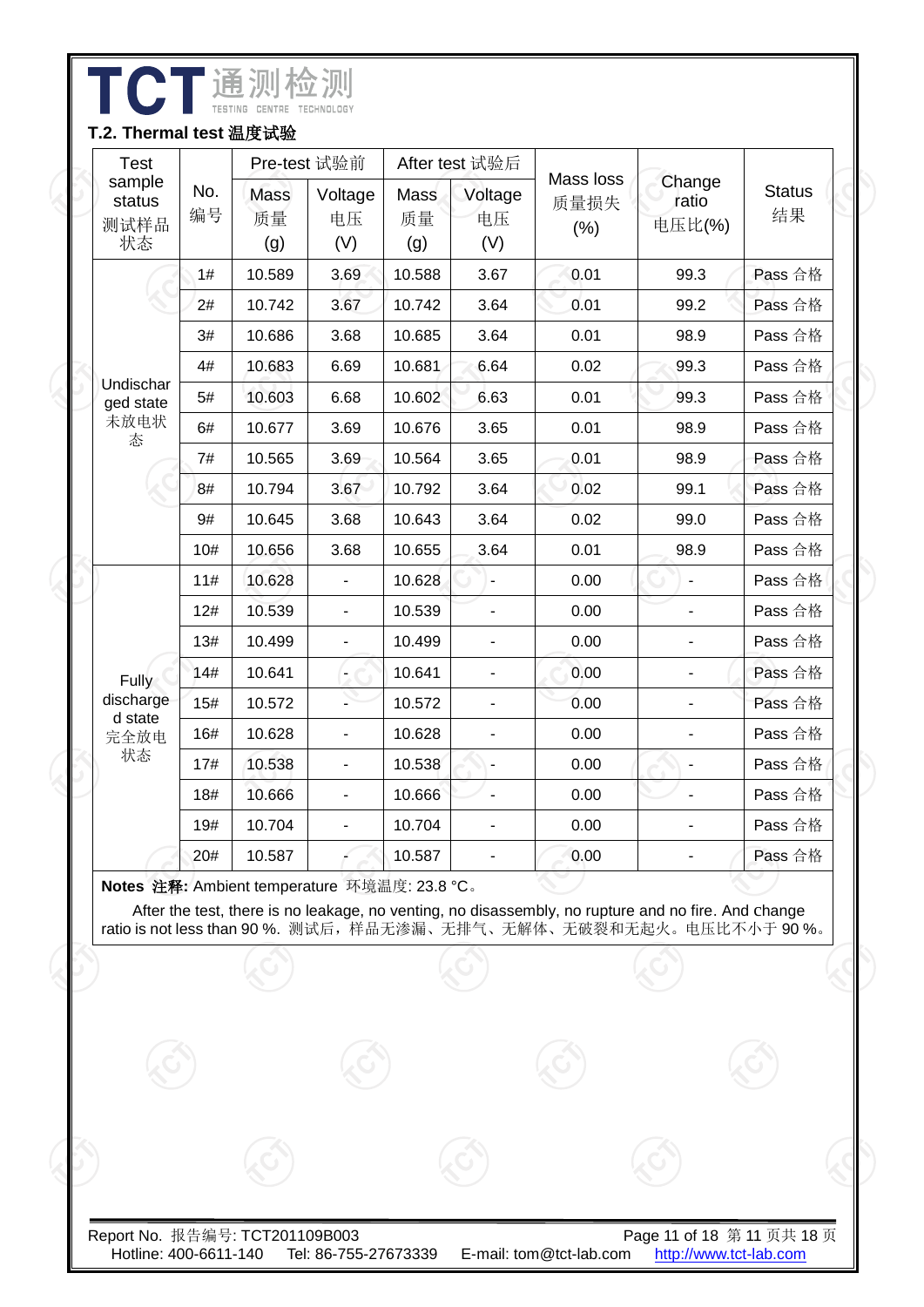## T.2. Thermal test 温度试验

| Test sample status 测试样品状态 | No. 编号 | Pre-test 试验前 | | After test 试验后 | | Mass loss 质量损失 (%) | Change ratio 电压比(%) | Status 结果 |
|---|---|---|---|---|---|---|---|---|
| | | Mass 质量 (g) | Voltage 电压 (V) | Mass 质量 (g) | Voltage 电压 (V) | | | |
| Undischarged state 未放电状态 | 1# | 10.589 | 3.69 | 10.588 | 3.67 | 0.01 | 99.3 | Pass 合格 |
| | 2# | 10.742 | 3.67 | 10.742 | 3.64 | 0.01 | 99.2 | Pass 合格 |
| | 3# | 10.686 | 3.68 | 10.685 | 3.64 | 0.01 | 98.9 | Pass 合格 |
| | 4# | 10.683 | 6.69 | 10.681 | 6.64 | 0.02 | 99.3 | Pass 合格 |
| | 5# | 10.603 | 6.68 | 10.602 | 6.63 | 0.01 | 99.3 | Pass 合格 |
| | 6# | 10.677 | 3.69 | 10.676 | 3.65 | 0.01 | 98.9 | Pass 合格 |
| | 7# | 10.565 | 3.69 | 10.564 | 3.65 | 0.01 | 98.9 | Pass 合格 |
| | 8# | 10.794 | 3.67 | 10.792 | 3.64 | 0.02 | 99.1 | Pass 合格 |
| | 9# | 10.645 | 3.68 | 10.643 | 3.64 | 0.02 | 99.0 | Pass 合格 |
| | 10# | 10.656 | 3.68 | 10.655 | 3.64 | 0.01 | 98.9 | Pass 合格 |
| Fully discharged state 完全放电状态 | 11# | 10.628 | - | 10.628 | - | 0.00 | - | Pass 合格 |
| | 12# | 10.539 | - | 10.539 | - | 0.00 | - | Pass 合格 |
| | 13# | 10.499 | - | 10.499 | - | 0.00 | - | Pass 合格 |
| | 14# | 10.641 | - | 10.641 | - | 0.00 | - | Pass 合格 |
| | 15# | 10.572 | - | 10.572 | - | 0.00 | - | Pass 合格 |
| | 16# | 10.628 | - | 10.628 | - | 0.00 | - | Pass 合格 |
| | 17# | 10.538 | - | 10.538 | - | 0.00 | - | Pass 合格 |
| | 18# | 10.666 | - | 10.666 | - | 0.00 | - | Pass 合格 |
| | 19# | 10.704 | - | 10.704 | - | 0.00 | - | Pass 合格 |
| | 20# | 10.587 | - | 10.587 | - | 0.00 | - | Pass 合格 |

**Notes 注释:** Ambient temperature 环境温度: 23.8 °C。

After the test, there is no leakage, no venting, no disassembly, no rupture and no fire. And change ratio is not less than 90 %. 测试后，样品无渗漏、无排气、无解体、无破裂和无起火。电压比不小于 90 %。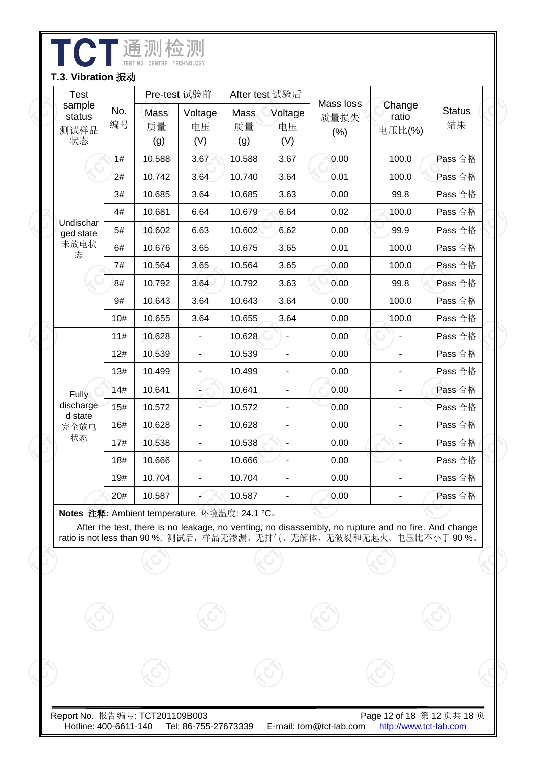### T.3. Vibration 振动

| Test sample status 测试样品状态 | No. 编号 | Pre-test 试验前 | | After test 试验后 | | Mass loss 质量损失 (%) | Change ratio 电压比(%) | Status 结果 |
|---|---|---|---|---|---|---|---|---|
| | | Mass 质量 (g) | Voltage 电压 (V) | Mass 质量 (g) | Voltage 电压 (V) | | | |
| Undischarged state 未放电状态 | 1# | 10.588 | 3.67 | 10.588 | 3.67 | 0.00 | 100.0 | Pass 合格 |
| | 2# | 10.742 | 3.64 | 10.740 | 3.64 | 0.01 | 100.0 | Pass 合格 |
| | 3# | 10.685 | 3.64 | 10.685 | 3.63 | 0.00 | 99.8 | Pass 合格 |
| | 4# | 10.681 | 6.64 | 10.679 | 6.64 | 0.02 | 100.0 | Pass 合格 |
| | 5# | 10.602 | 6.63 | 10.602 | 6.62 | 0.00 | 99.9 | Pass 合格 |
| | 6# | 10.676 | 3.65 | 10.675 | 3.65 | 0.01 | 100.0 | Pass 合格 |
| | 7# | 10.564 | 3.65 | 10.564 | 3.65 | 0.00 | 100.0 | Pass 合格 |
| | 8# | 10.792 | 3.64 | 10.792 | 3.63 | 0.00 | 99.8 | Pass 合格 |
| | 9# | 10.643 | 3.64 | 10.643 | 3.64 | 0.00 | 100.0 | Pass 合格 |
| | 10# | 10.655 | 3.64 | 10.655 | 3.64 | 0.00 | 100.0 | Pass 合格 |
| Fully discharged state 完全放电状态 | 11# | 10.628 | - | 10.628 | - | 0.00 | - | Pass 合格 |
| | 12# | 10.539 | - | 10.539 | - | 0.00 | - | Pass 合格 |
| | 13# | 10.499 | - | 10.499 | - | 0.00 | - | Pass 合格 |
| | 14# | 10.641 | - | 10.641 | - | 0.00 | - | Pass 合格 |
| | 15# | 10.572 | - | 10.572 | - | 0.00 | - | Pass 合格 |
| | 16# | 10.628 | - | 10.628 | - | 0.00 | - | Pass 合格 |
| | 17# | 10.538 | - | 10.538 | - | 0.00 | - | Pass 合格 |
| | 18# | 10.666 | - | 10.666 | - | 0.00 | - | Pass 合格 |
| | 19# | 10.704 | - | 10.704 | - | 0.00 | - | Pass 合格 |
| | 20# | 10.587 | - | 10.587 | - | 0.00 | - | Pass 合格 |

**Notes 注释:** Ambient temperature 环境温度: 24.1 °C。

After the test, there is no leakage, no venting, no disassembly, no rupture and no fire. And change ratio is not less than 90 %. 测试后，样品无渗漏、无排气、无解体、无破裂和无起火。电压比不小于 90 %。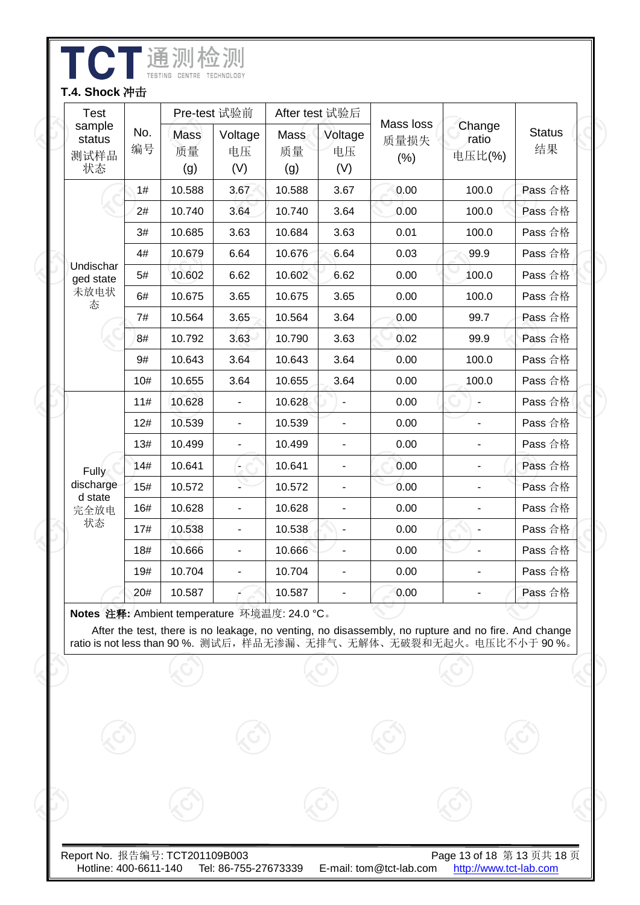### T.4. Shock 冲击

| Test sample status 测试样品状态 | No. 编号 | Pre-test 试验前 | | After test 试验后 | | Mass loss 质量损失 (%) | Change ratio 电压比(%) | Status 结果 |
|---|---|---|---|---|---|---|---|---|
| | | Mass 质量 (g) | Voltage 电压 (V) | Mass 质量 (g) | Voltage 电压 (V) | | | |
| Undischarged state 未放电状态 | 1# | 10.588 | 3.67 | 10.588 | 3.67 | 0.00 | 100.0 | Pass 合格 |
| | 2# | 10.740 | 3.64 | 10.740 | 3.64 | 0.00 | 100.0 | Pass 合格 |
| | 3# | 10.685 | 3.63 | 10.684 | 3.63 | 0.01 | 100.0 | Pass 合格 |
| | 4# | 10.679 | 6.64 | 10.676 | 6.64 | 0.03 | 99.9 | Pass 合格 |
| | 5# | 10.602 | 6.62 | 10.602 | 6.62 | 0.00 | 100.0 | Pass 合格 |
| | 6# | 10.675 | 3.65 | 10.675 | 3.65 | 0.00 | 100.0 | Pass 合格 |
| | 7# | 10.564 | 3.65 | 10.564 | 3.64 | 0.00 | 99.7 | Pass 合格 |
| | 8# | 10.792 | 3.63 | 10.790 | 3.63 | 0.02 | 99.9 | Pass 合格 |
| | 9# | 10.643 | 3.64 | 10.643 | 3.64 | 0.00 | 100.0 | Pass 合格 |
| | 10# | 10.655 | 3.64 | 10.655 | 3.64 | 0.00 | 100.0 | Pass 合格 |
| Fully discharged state 完全放电状态 | 11# | 10.628 | - | 10.628 | - | 0.00 | - | Pass 合格 |
| | 12# | 10.539 | - | 10.539 | - | 0.00 | - | Pass 合格 |
| | 13# | 10.499 | - | 10.499 | - | 0.00 | - | Pass 合格 |
| | 14# | 10.641 | - | 10.641 | - | 0.00 | - | Pass 合格 |
| | 15# | 10.572 | - | 10.572 | - | 0.00 | - | Pass 合格 |
| | 16# | 10.628 | - | 10.628 | - | 0.00 | - | Pass 合格 |
| | 17# | 10.538 | - | 10.538 | - | 0.00 | - | Pass 合格 |
| | 18# | 10.666 | - | 10.666 | - | 0.00 | - | Pass 合格 |
| | 19# | 10.704 | - | 10.704 | - | 0.00 | - | Pass 合格 |
| | 20# | 10.587 | - | 10.587 | - | 0.00 | - | Pass 合格 |

**Notes 注释:** Ambient temperature 环境温度: 24.0 °C。

After the test, there is no leakage, no venting, no disassembly, no rupture and no fire. And change ratio is not less than 90 %. 测试后，样品无渗漏、无排气、无解体、无破裂和无起火。电压比不小于 90 %。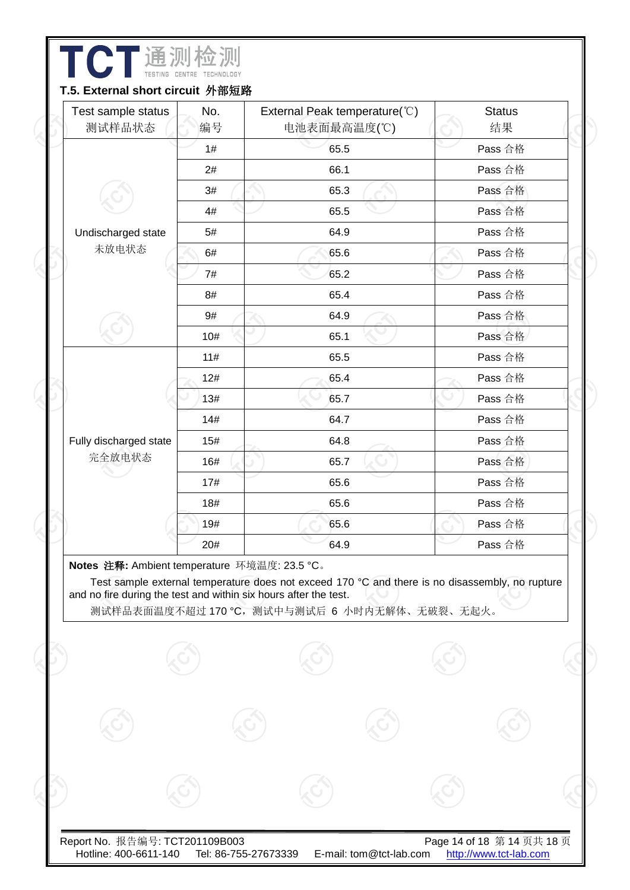### T.5. External short circuit 外部短路

| Test sample status 测试样品状态 | No. 编号 | External Peak temperature(℃) 电池表面最高温度(℃) | Status 结果 |
|---|---|---|---|
| Undischarged state 未放电状态 | 1# | 65.5 | Pass 合格 |
| | 2# | 66.1 | Pass 合格 |
| | 3# | 65.3 | Pass 合格 |
| | 4# | 65.5 | Pass 合格 |
| | 5# | 64.9 | Pass 合格 |
| | 6# | 65.6 | Pass 合格 |
| | 7# | 65.2 | Pass 合格 |
| | 8# | 65.4 | Pass 合格 |
| | 9# | 64.9 | Pass 合格 |
| | 10# | 65.1 | Pass 合格 |
| Fully discharged state 完全放电状态 | 11# | 65.5 | Pass 合格 |
| | 12# | 65.4 | Pass 合格 |
| | 13# | 65.7 | Pass 合格 |
| | 14# | 64.7 | Pass 合格 |
| | 15# | 64.8 | Pass 合格 |
| | 16# | 65.7 | Pass 合格 |
| | 17# | 65.6 | Pass 合格 |
| | 18# | 65.6 | Pass 合格 |
| | 19# | 65.6 | Pass 合格 |
| | 20# | 64.9 | Pass 合格 |

**Notes 注释:** Ambient temperature 环境温度: 23.5 °C。

Test sample external temperature does not exceed 170 °C and there is no disassembly, no rupture and no fire during the test and within six hours after the test.

测试样品表面温度不超过 170 °C，测试中与测试后 6 小时内无解体、无破裂、无起火。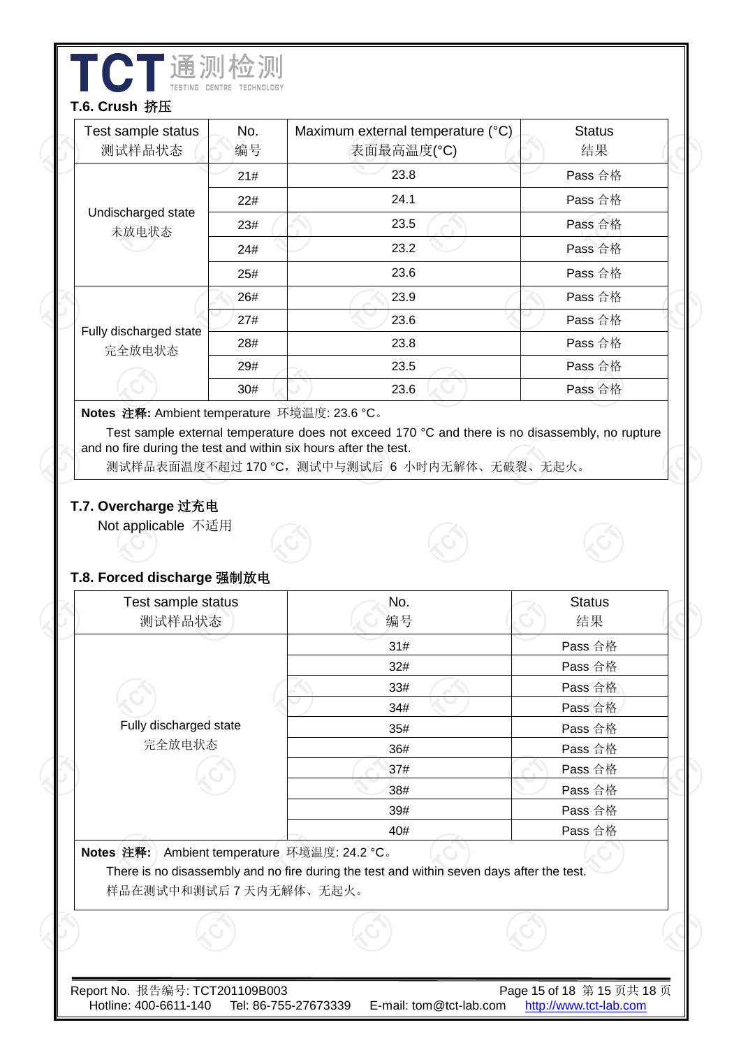**T.6. Crush 挤压**

| Test sample status 测试样品状态 | No. 编号 | Maximum external temperature (°C) 表面最高温度(°C) | Status 结果 |
|---|---|---|---|
| Undischarged state 未放电状态 | 21# | 23.8 | Pass 合格 |
| | 22# | 24.1 | Pass 合格 |
| | 23# | 23.5 | Pass 合格 |
| | 24# | 23.2 | Pass 合格 |
| | 25# | 23.6 | Pass 合格 |
| Fully discharged state 完全放电状态 | 26# | 23.9 | Pass 合格 |
| | 27# | 23.6 | Pass 合格 |
| | 28# | 23.8 | Pass 合格 |
| | 29# | 23.5 | Pass 合格 |
| | 30# | 23.6 | Pass 合格 |

**Notes 注释:** Ambient temperature 环境温度: 23.6 °C。

Test sample external temperature does not exceed 170 °C and there is no disassembly, no rupture and no fire during the test and within six hours after the test.

测试样品表面温度不超过 170 °C，测试中与测试后 6 小时内无解体、无破裂、无起火。

**T.7. Overcharge 过充电**

Not applicable 不适用

**T.8. Forced discharge 强制放电**

| Test sample status 测试样品状态 | No. 编号 | Status 结果 |
|---|---|---|
| Fully discharged state 完全放电状态 | 31# | Pass 合格 |
| | 32# | Pass 合格 |
| | 33# | Pass 合格 |
| | 34# | Pass 合格 |
| | 35# | Pass 合格 |
| | 36# | Pass 合格 |
| | 37# | Pass 合格 |
| | 38# | Pass 合格 |
| | 39# | Pass 合格 |
| | 40# | Pass 合格 |

**Notes 注释:** Ambient temperature 环境温度: 24.2 °C。

There is no disassembly and no fire during the test and within seven days after the test.

样品在测试中和测试后 7 天内无解体、无起火。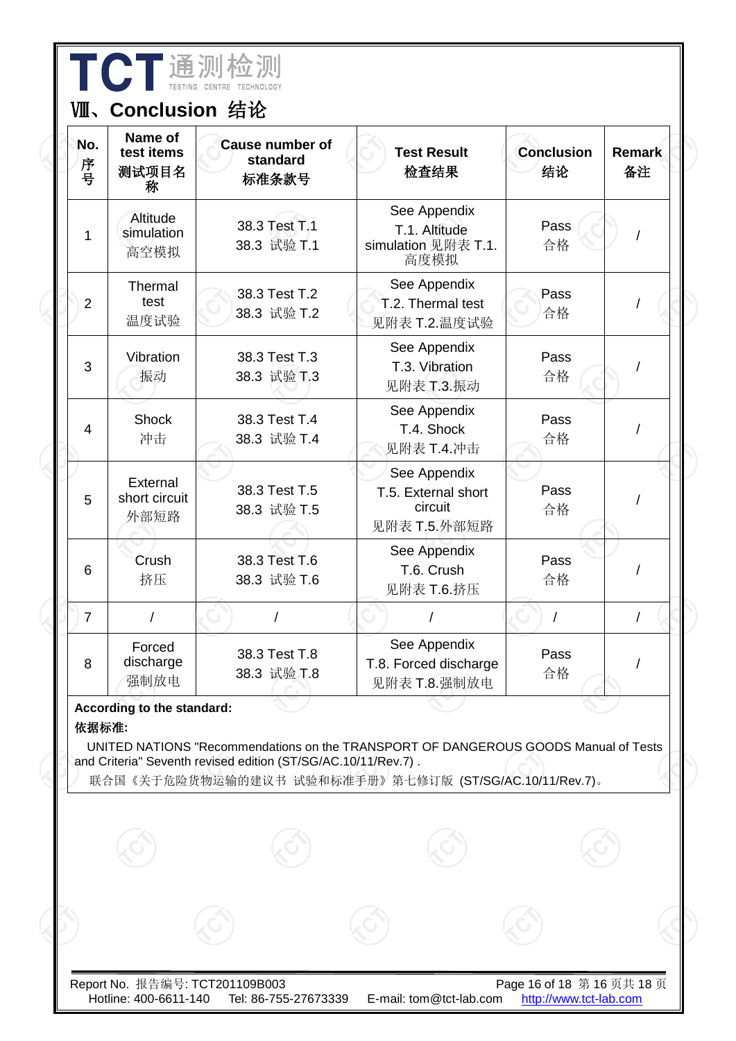# Ⅷ、Conclusion 结论

| No. 序号 | Name of test items 测试项目名称 | Cause number of standard 标准条款号 | Test Result 检查结果 | Conclusion 结论 | Remark 备注 |
|---|---|---|---|---|---|
| 1 | Altitude simulation 高空模拟 | 38.3 Test T.1 38.3 试验 T.1 | See Appendix T.1. Altitude simulation 见附表 T.1. 高度模拟 | Pass 合格 | / |
| 2 | Thermal test 温度试验 | 38.3 Test T.2 38.3 试验 T.2 | See Appendix T.2. Thermal test 见附表 T.2.温度试验 | Pass 合格 | / |
| 3 | Vibration 振动 | 38.3 Test T.3 38.3 试验 T.3 | See Appendix T.3. Vibration 见附表 T.3.振动 | Pass 合格 | / |
| 4 | Shock 冲击 | 38.3 Test T.4 38.3 试验 T.4 | See Appendix T.4. Shock 见附表 T.4.冲击 | Pass 合格 | / |
| 5 | External short circuit 外部短路 | 38.3 Test T.5 38.3 试验 T.5 | See Appendix T.5. External short circuit 见附表 T.5.外部短路 | Pass 合格 | / |
| 6 | Crush 挤压 | 38.3 Test T.6 38.3 试验 T.6 | See Appendix T.6. Crush 见附表 T.6.挤压 | Pass 合格 | / |
| 7 | / | / | / | / | / |
| 8 | Forced discharge 强制放电 | 38.3 Test T.8 38.3 试验 T.8 | See Appendix T.8. Forced discharge 见附表 T.8.强制放电 | Pass 合格 | / |

**According to the standard:**

**依据标准:**

UNITED NATIONS "Recommendations on the TRANSPORT OF DANGEROUS GOODS Manual of Tests and Criteria" Seventh revised edition (ST/SG/AC.10/11/Rev.7) .

联合国《关于危险货物运输的建议书 试验和标准手册》第七修订版 (ST/SG/AC.10/11/Rev.7)。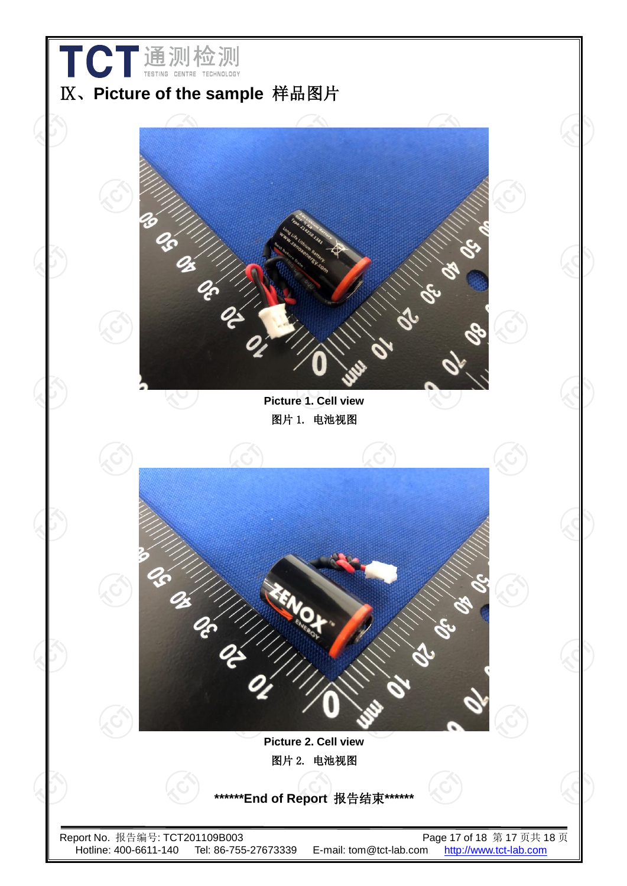# Ⅸ、Picture of the sample 样品图片

Picture 1. Cell view

图片 1. 电池视图

Picture 2. Cell view

图片 2. 电池视图

******End of Report 报告结束******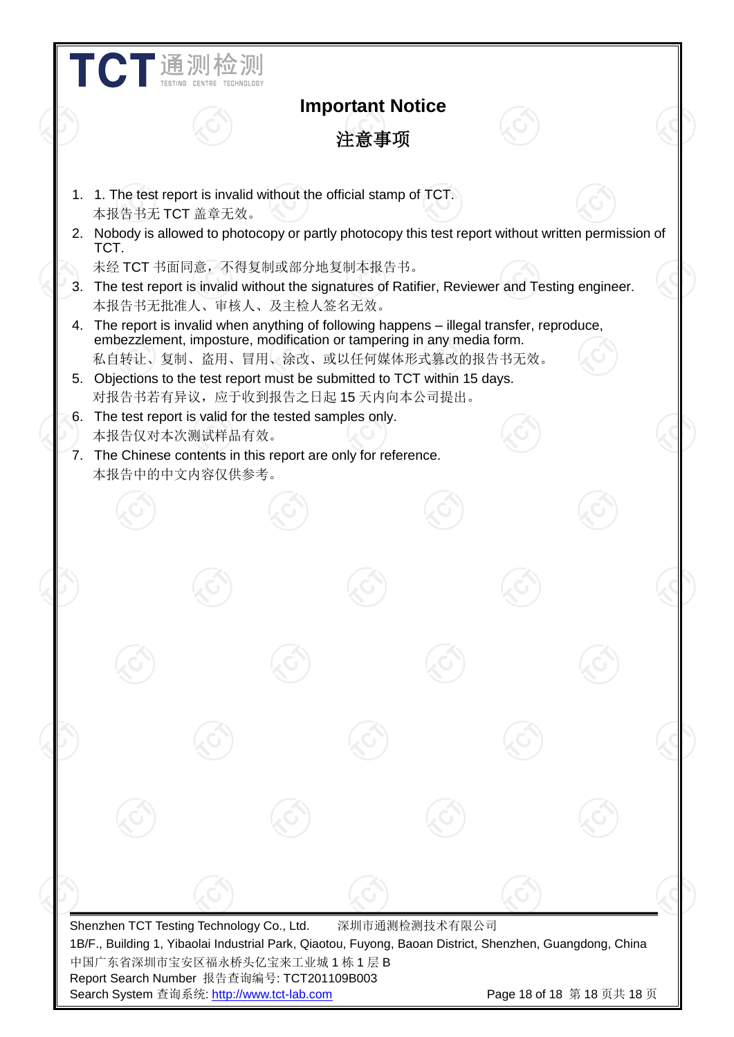# Important Notice

# 注意事项

1. 1. The test report is invalid without the official stamp of TCT.
   本报告书无 TCT 盖章无效。
2. Nobody is allowed to photocopy or partly photocopy this test report without written permission of TCT.
   未经 TCT 书面同意，不得复制或部分地复制本报告书。
3. The test report is invalid without the signatures of Ratifier, Reviewer and Testing engineer.
   本报告书无批准人、审核人、及主检人签名无效。
4. The report is invalid when anything of following happens – illegal transfer, reproduce, embezzlement, imposture, modification or tampering in any media form.
   私自转让、复制、盗用、冒用、涂改、或以任何媒体形式篡改的报告书无效。
5. Objections to the test report must be submitted to TCT within 15 days.
   对报告书若有异议，应于收到报告之日起 15 天内向本公司提出。
6. The test report is valid for the tested samples only.
   本报告仅对本次测试样品有效。
7. The Chinese contents in this report are only for reference.
   本报告中的中文内容仅供参考。

Shenzhen TCT Testing Technology Co., Ltd. 深圳市通测检测技术有限公司
1B/F., Building 1, Yibaolai Industrial Park, Qiaotou, Fuyong, Baoan District, Shenzhen, Guangdong, China
中国广东省深圳市宝安区福永桥头亿宝来工业城 1 栋 1 层 B
Report Search Number 报告查询编号: TCT201109B003
Search System 查询系统: http://www.tct-lab.com